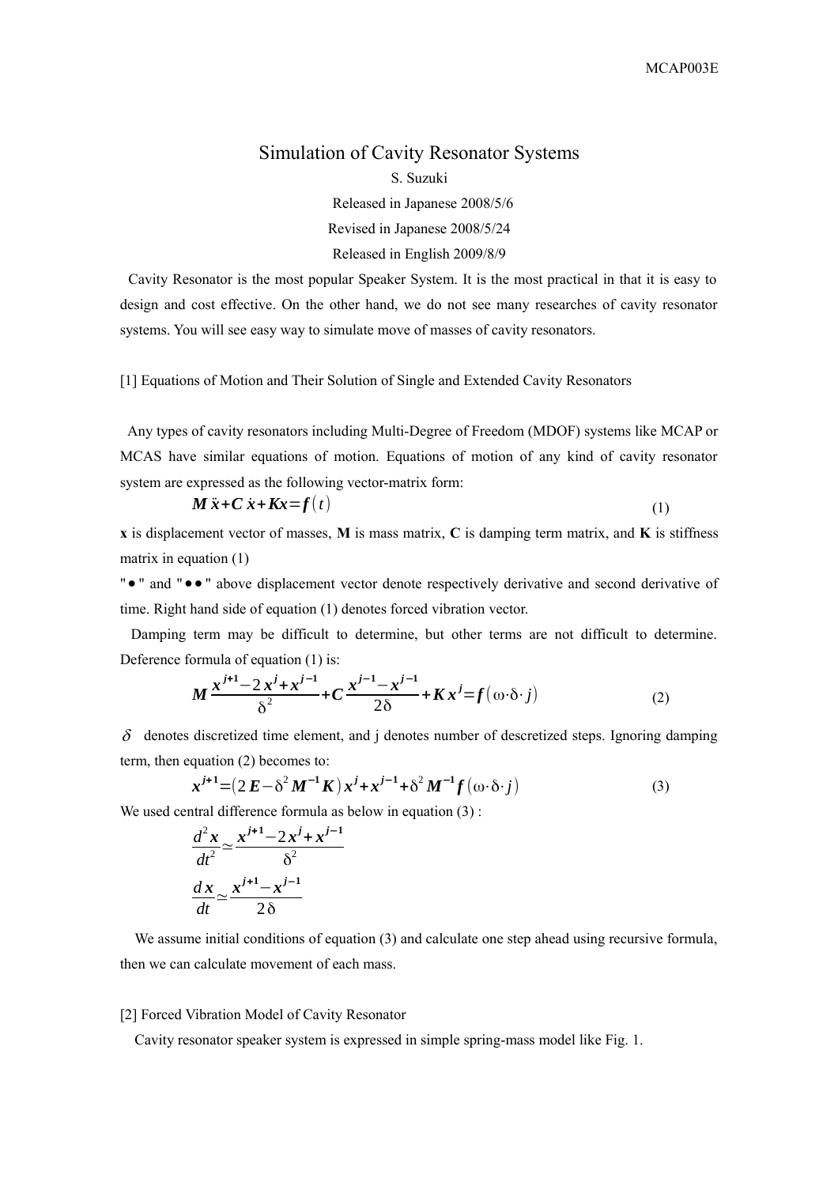# Simulation of Cavity Resonator Systems

S. Suzuki

Released in Japanese 2008/5/6

Revised in Japanese 2008/5/24

Released in English 2009/8/9

Cavity Resonator is the most popular Speaker System. It is the most practical in that it is easy to design and cost effective. On the other hand, we do not see many researches of cavity resonator systems. You will see easy way to simulate move of masses of cavity resonators.

## [1] Equations of Motion and Their Solution of Single and Extended Cavity Resonators

Any types of cavity resonators including Multi-Degree of Freedom (MDOF) systems like MCAP or MCAS have similar equations of motion. Equations of motion of any kind of cavity resonator system are expressed as the following vector-matrix form:

$$\boldsymbol{M}\ddot{\boldsymbol{x}}+\boldsymbol{C}\dot{\boldsymbol{x}}+\boldsymbol{K}\boldsymbol{x}=\boldsymbol{f}(t) \tag{1}$$

**x** is displacement vector of masses, **M** is mass matrix, **C** is damping term matrix, and **K** is stiffness matrix in equation (1)

"●" and "●●" above displacement vector denote respectively derivative and second derivative of time. Right hand side of equation (1) denotes forced vibration vector.

Damping term may be difficult to determine, but other terms are not difficult to determine. Deference formula of equation (1) is:

$$\boldsymbol{M}\frac{\boldsymbol{x}^{j+1}-2\boldsymbol{x}^{j}+\boldsymbol{x}^{j-1}}{\delta^2}+\boldsymbol{C}\frac{\boldsymbol{x}^{j-1}-\boldsymbol{x}^{j-1}}{2\delta}+\boldsymbol{K}\boldsymbol{x}^{j}=\boldsymbol{f}(\omega\cdot\delta\cdot j) \tag{2}$$

$\delta$ denotes discretized time element, and j denotes number of descretized steps. Ignoring damping term, then equation (2) becomes to:

$$\boldsymbol{x}^{j+1}=(2\boldsymbol{E}-\delta^2\boldsymbol{M}^{-1}\boldsymbol{K})\boldsymbol{x}^{j}+\boldsymbol{x}^{j-1}+\delta^2\boldsymbol{M}^{-1}\boldsymbol{f}(\omega\cdot\delta\cdot j) \tag{3}$$

We used central difference formula as below in equation (3) :

$$\frac{d^2\boldsymbol{x}}{dt^2}\simeq\frac{\boldsymbol{x}^{j+1}-2\boldsymbol{x}^{j}+\boldsymbol{x}^{j-1}}{\delta^2}$$

$$\frac{d\boldsymbol{x}}{dt}\simeq\frac{\boldsymbol{x}^{j+1}-\boldsymbol{x}^{j-1}}{2\delta}$$

We assume initial conditions of equation (3) and calculate one step ahead using recursive formula, then we can calculate movement of each mass.

## [2] Forced Vibration Model of Cavity Resonator

Cavity resonator speaker system is expressed in simple spring-mass model like Fig. 1.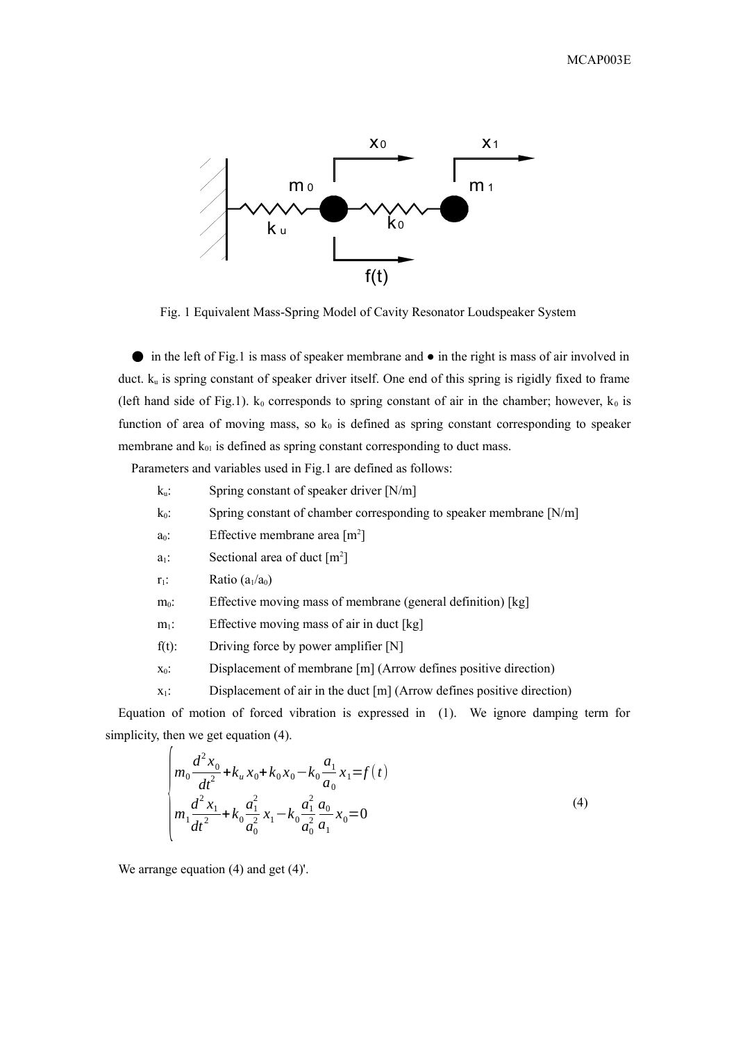Fig. 1 Equivalent Mass-Spring Model of Cavity Resonator Loudspeaker System

● in the left of Fig.1 is mass of speaker membrane and ● in the right is mass of air involved in duct. $k_u$ is spring constant of speaker driver itself. One end of this spring is rigidly fixed to frame (left hand side of Fig.1). $k_0$ corresponds to spring constant of air in the chamber; however, $k_0$ is function of area of moving mass, so $k_0$ is defined as spring constant corresponding to speaker membrane and $k_{01}$ is defined as spring constant corresponding to duct mass.

Parameters and variables used in Fig.1 are defined as follows:

- $k_u$: Spring constant of speaker driver [N/m]
- $k_0$: Spring constant of chamber corresponding to speaker membrane [N/m]
- $a_0$: Effective membrane area [$m^2$]
- $a_1$: Sectional area of duct [$m^2$]
- $r_1$: Ratio ($a_1/a_0$)
- $m_0$: Effective moving mass of membrane (general definition) [kg]
- $m_1$: Effective moving mass of air in duct [kg]
- $f(t)$: Driving force by power amplifier [N]
- $x_0$: Displacement of membrane [m] (Arrow defines positive direction)
- $x_1$: Displacement of air in the duct [m] (Arrow defines positive direction)

Equation of motion of forced vibration is expressed in (1). We ignore damping term for simplicity, then we get equation (4).

$$\begin{cases} m_0 \dfrac{d^2 x_0}{dt^2} + k_u x_0 + k_0 x_0 - k_0 \dfrac{a_1}{a_0} x_1 = f(t) \\ m_1 \dfrac{d^2 x_1}{dt^2} + k_0 \dfrac{a_1^2}{a_0^2} x_1 - k_0 \dfrac{a_1^2}{a_0^2} \dfrac{a_0}{a_1} x_0 = 0 \end{cases} \tag{4}$$

We arrange equation (4) and get (4)'.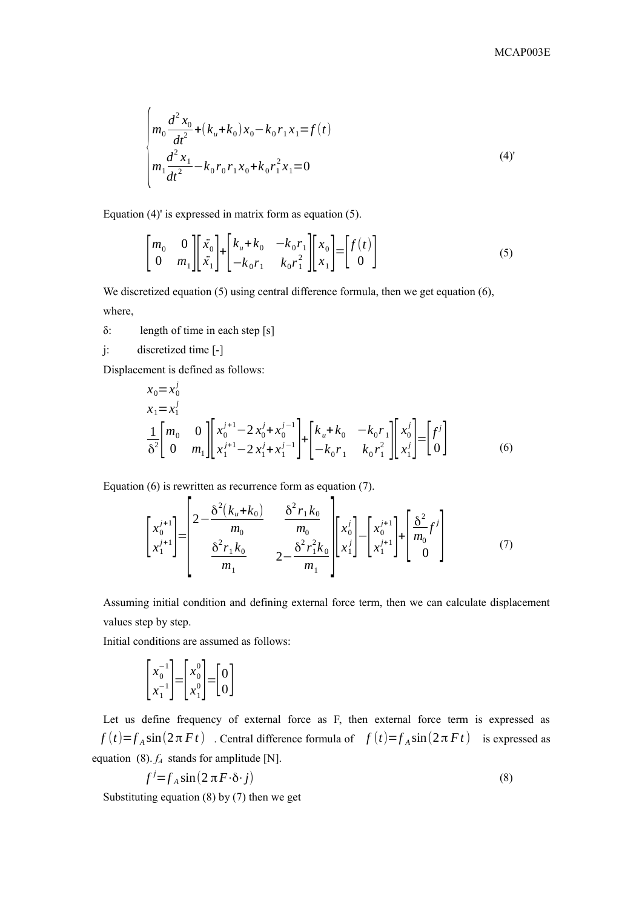$$
\begin{cases}
m_0 \dfrac{d^2 x_0}{dt^2} + (k_u + k_0) x_0 - k_0 r_1 x_1 = f(t) \\
m_1 \dfrac{d^2 x_1}{dt^2} - k_0 r_0 r_1 x_0 + k_0 r_1^2 x_1 = 0
\end{cases}
\tag{4)'}
$$

Equation (4)' is expressed in matrix form as equation (5).

$$
\begin{bmatrix} m_0 & 0 \\ 0 & m_1 \end{bmatrix} \begin{bmatrix} \ddot{x}_0 \\ \ddot{x}_1 \end{bmatrix} + \begin{bmatrix} k_u + k_0 & -k_0 r_1 \\ -k_0 r_1 & k_0 r_1^2 \end{bmatrix} \begin{bmatrix} x_0 \\ x_1 \end{bmatrix} = \begin{bmatrix} f(t) \\ 0 \end{bmatrix} \tag{5}
$$

We discretized equation (5) using central difference formula, then we get equation (6), where,

δ: length of time in each step [s]

j: discretized time [-]

Displacement is defined as follows:

$$
x_0 = x_0^j
$$

$$
x_1 = x_1^j
$$

$$
\frac{1}{\delta^2} \begin{bmatrix} m_0 & 0 \\ 0 & m_1 \end{bmatrix} \begin{bmatrix} x_0^{j+1} - 2x_0^j + x_0^{j-1} \\ x_1^{j+1} - 2x_1^j + x_1^{j-1} \end{bmatrix} + \begin{bmatrix} k_u + k_0 & -k_0 r_1 \\ -k_0 r_1 & k_0 r_1^2 \end{bmatrix} \begin{bmatrix} x_0^j \\ x_1^j \end{bmatrix} = \begin{bmatrix} f^j \\ 0 \end{bmatrix} \tag{6}
$$

Equation (6) is rewritten as recurrence form as equation (7).

$$
\begin{bmatrix} x_0^{j+1} \\ x_1^{j+1} \end{bmatrix} = \begin{bmatrix} 2 - \dfrac{\delta^2 (k_u + k_0)}{m_0} & \dfrac{\delta^2 r_1 k_0}{m_0} \\ \dfrac{\delta^2 r_1 k_0}{m_1} & 2 - \dfrac{\delta^2 r_1^2 k_0}{m_1} \end{bmatrix} \begin{bmatrix} x_0^j \\ x_1^j \end{bmatrix} - \begin{bmatrix} x_0^{j+1} \\ x_1^{j+1} \end{bmatrix} + \begin{bmatrix} \dfrac{\delta^2}{m_0} f^j \\ 0 \end{bmatrix} \tag{7}
$$

Assuming initial condition and defining external force term, then we can calculate displacement values step by step.

Initial conditions are assumed as follows:

$$
\begin{bmatrix} x_0^{-1} \\ x_1^{-1} \end{bmatrix} = \begin{bmatrix} x_0^0 \\ x_1^0 \end{bmatrix} = \begin{bmatrix} 0 \\ 0 \end{bmatrix}
$$

Let us define frequency of external force as F, then external force term is expressed as $f(t) = f_A \sin(2\pi F t)$ . Central difference formula of $f(t) = f_A \sin(2\pi F t)$ is expressed as equation (8). $f_A$ stands for amplitude [N].

$$
f^j = f_A \sin(2\pi F \cdot \delta \cdot j) \tag{8}
$$

Substituting equation (8) by (7) then we get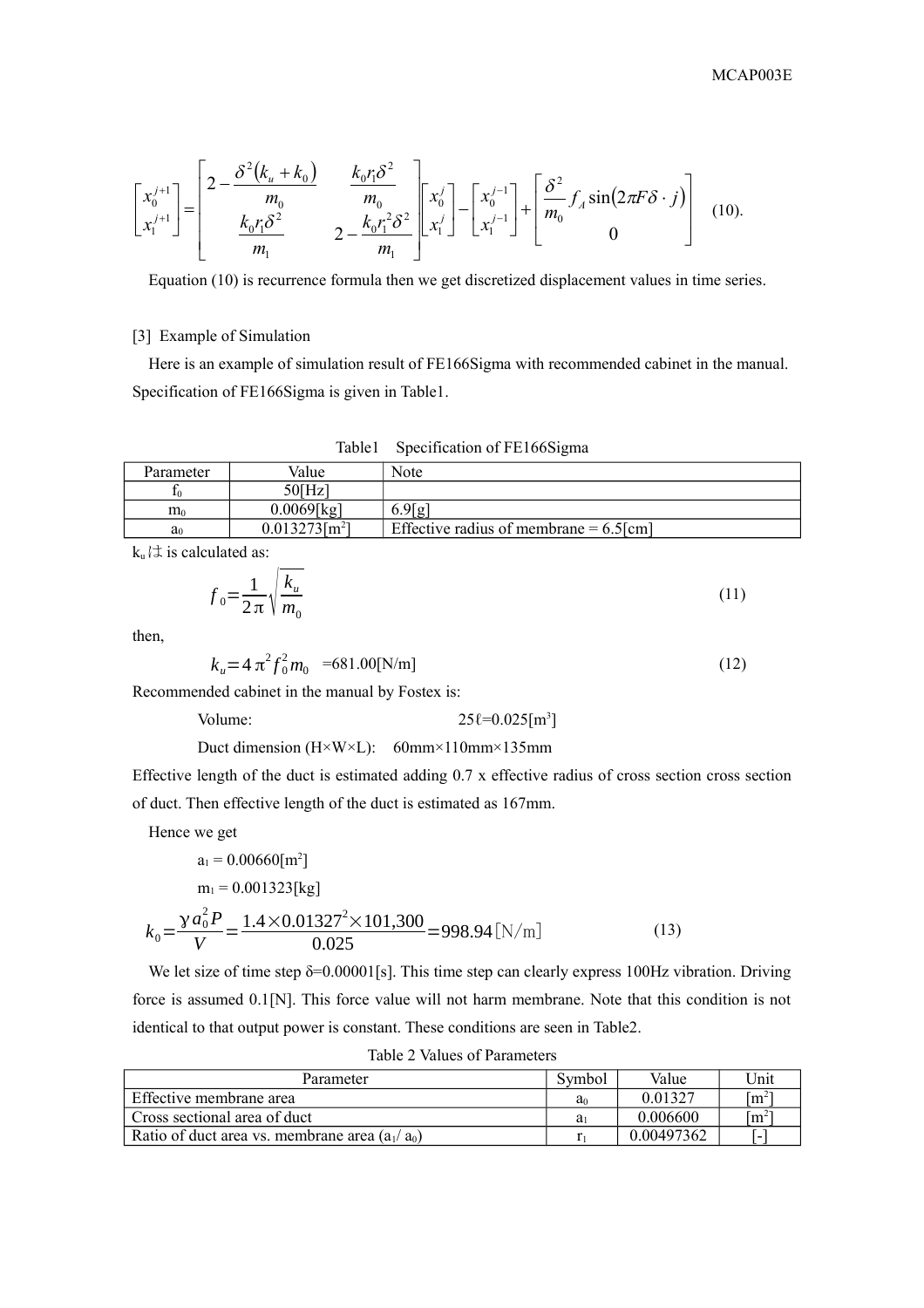$$
\begin{bmatrix} x_0^{j+1} \\ x_1^{j+1} \end{bmatrix} = \begin{bmatrix} 2 - \dfrac{\delta^2 (k_u + k_0)}{m_0} & \dfrac{k_0 r_1 \delta^2}{m_0} \\ \dfrac{k_0 r_1 \delta^2}{m_1} & 2 - \dfrac{k_0 r_1^2 \delta^2}{m_1} \end{bmatrix} \begin{bmatrix} x_0^j \\ x_1^j \end{bmatrix} - \begin{bmatrix} x_0^{j-1} \\ x_1^{j-1} \end{bmatrix} + \begin{bmatrix} \dfrac{\delta^2}{m_0} f_A \sin(2\pi F \delta \cdot j) \\ 0 \end{bmatrix} \quad (10).
$$

Equation (10) is recurrence formula then we get discretized displacement values in time series.

## [3] Example of Simulation

Here is an example of simulation result of FE166Sigma with recommended cabinet in the manual. Specification of FE166Sigma is given in Table1.

Table1 Specification of FE166Sigma

| Parameter | Value | Note |
|---|---|---|
| $f_0$ | 50[Hz] | |
| $m_0$ | 0.0069[kg] | 6.9[g] |
| $a_0$ | 0.013273[m$^2$] | Effective radius of membrane = 6.5[cm] |

$k_u$は is calculated as:

$$
f_0 = \frac{1}{2\pi} \sqrt{\frac{k_u}{m_0}} \quad (11)
$$

then,

$$
k_u = 4\pi^2 f_0^2 m_0 \quad =681.00[\mathrm{N/m}] \quad (12)
$$

Recommended cabinet in the manual by Fostex is:

Volume: 25ℓ=0.025[m$^3$]

Duct dimension (H×W×L): 60mm×110mm×135mm

Effective length of the duct is estimated adding 0.7 x effective radius of cross section cross section of duct. Then effective length of the duct is estimated as 167mm.

Hence we get

$a_1$ = 0.00660[m$^2$]

$m_1$ = 0.001323[kg]

$$
k_0 = \frac{\gamma a_0^2 P}{V} = \frac{1.4 \times 0.01327^2 \times 101{,}300}{0.025} = 998.94\,[\mathrm{N/m}] \quad (13)
$$

We let size of time step δ=0.00001[s]. This time step can clearly express 100Hz vibration. Driving force is assumed 0.1[N]. This force value will not harm membrane. Note that this condition is not identical to that output power is constant. These conditions are seen in Table2.

Table 2 Values of Parameters

| Parameter | Symbol | Value | Unit |
|---|---|---|---|
| Effective membrane area | $a_0$ | 0.01327 | [m$^2$] |
| Cross sectional area of duct | $a_1$ | 0.006600 | [m$^2$] |
| Ratio of duct area vs. membrane area ($a_1$/ $a_0$) | $r_1$ | 0.00497362 | [-] |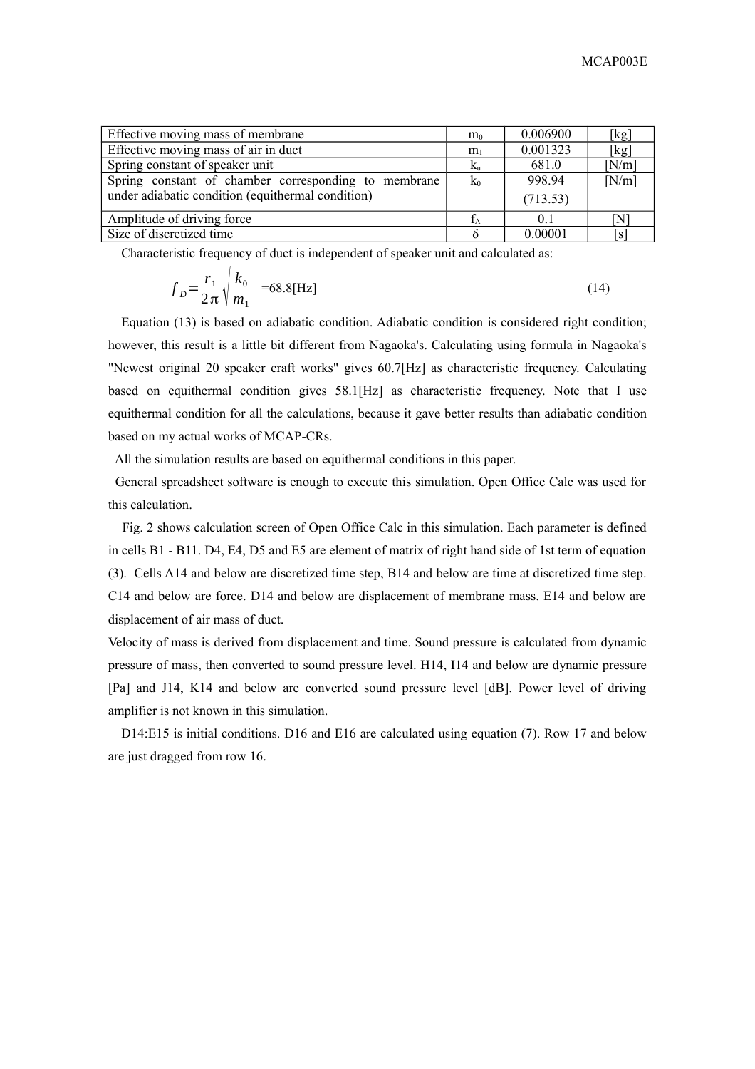| | | | |
|---|---|---|---|
| Effective moving mass of membrane | $m_0$ | 0.006900 | [kg] |
| Effective moving mass of air in duct | $m_1$ | 0.001323 | [kg] |
| Spring constant of speaker unit | $k_u$ | 681.0 | [N/m] |
| Spring constant of chamber corresponding to membrane under adiabatic condition (equithermal condition) | $k_0$ | 998.94 (713.53) | [N/m] |
| Amplitude of driving force | $f_A$ | 0.1 | [N] |
| Size of discretized time | δ | 0.00001 | [s] |

Characteristic frequency of duct is independent of speaker unit and calculated as:

$$f_D = \frac{r_1}{2\pi}\sqrt{\frac{k_0}{m_1}} \quad = 68.8[\text{Hz}] \tag{14}$$

Equation (13) is based on adiabatic condition. Adiabatic condition is considered right condition; however, this result is a little bit different from Nagaoka's. Calculating using formula in Nagaoka's "Newest original 20 speaker craft works" gives 60.7[Hz] as characteristic frequency. Calculating based on equithermal condition gives 58.1[Hz] as characteristic frequency. Note that I use equithermal condition for all the calculations, because it gave better results than adiabatic condition based on my actual works of MCAP-CRs.

All the simulation results are based on equithermal conditions in this paper.

General spreadsheet software is enough to execute this simulation. Open Office Calc was used for this calculation.

Fig. 2 shows calculation screen of Open Office Calc in this simulation. Each parameter is defined in cells B1 - B11. D4, E4, D5 and E5 are element of matrix of right hand side of 1st term of equation (3). Cells A14 and below are discretized time step, B14 and below are time at discretized time step. C14 and below are force. D14 and below are displacement of membrane mass. E14 and below are displacement of air mass of duct.

Velocity of mass is derived from displacement and time. Sound pressure is calculated from dynamic pressure of mass, then converted to sound pressure level. H14, I14 and below are dynamic pressure [Pa] and J14, K14 and below are converted sound pressure level [dB]. Power level of driving amplifier is not known in this simulation.

D14:E15 is initial conditions. D16 and E16 are calculated using equation (7). Row 17 and below are just dragged from row 16.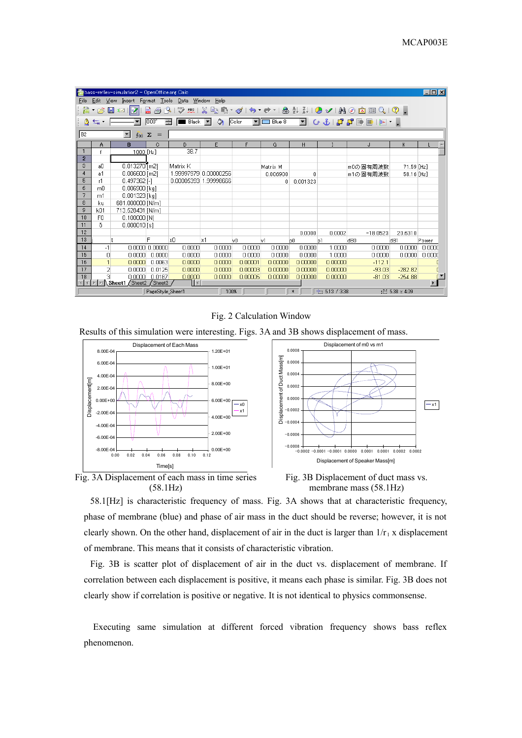Fig. 2 Calculation Window

Results of this simulation were interesting. Figs. 3A and 3B shows displacement of mass.

Fig. 3A Displacement of each mass in time series (58.1Hz)

Fig. 3B Displacement of duct mass vs. membrane mass (58.1Hz)

58.1[Hz] is characteristic frequency of mass. Fig. 3A shows that at characteristic frequency, phase of membrane (blue) and phase of air mass in the duct should be reverse; however, it is not clearly shown. On the other hand, displacement of air in the duct is larger than $1/r_1$ x displacement of membrane. This means that it consists of characteristic vibration.

Fig. 3B is scatter plot of displacement of air in the duct vs. displacement of membrane. If correlation between each displacement is positive, it means each phase is similar. Fig. 3B does not clearly show if correlation is positive or negative. It is not identical to physics commonsense.

Executing same simulation at different forced vibration frequency shows bass reflex phenomenon.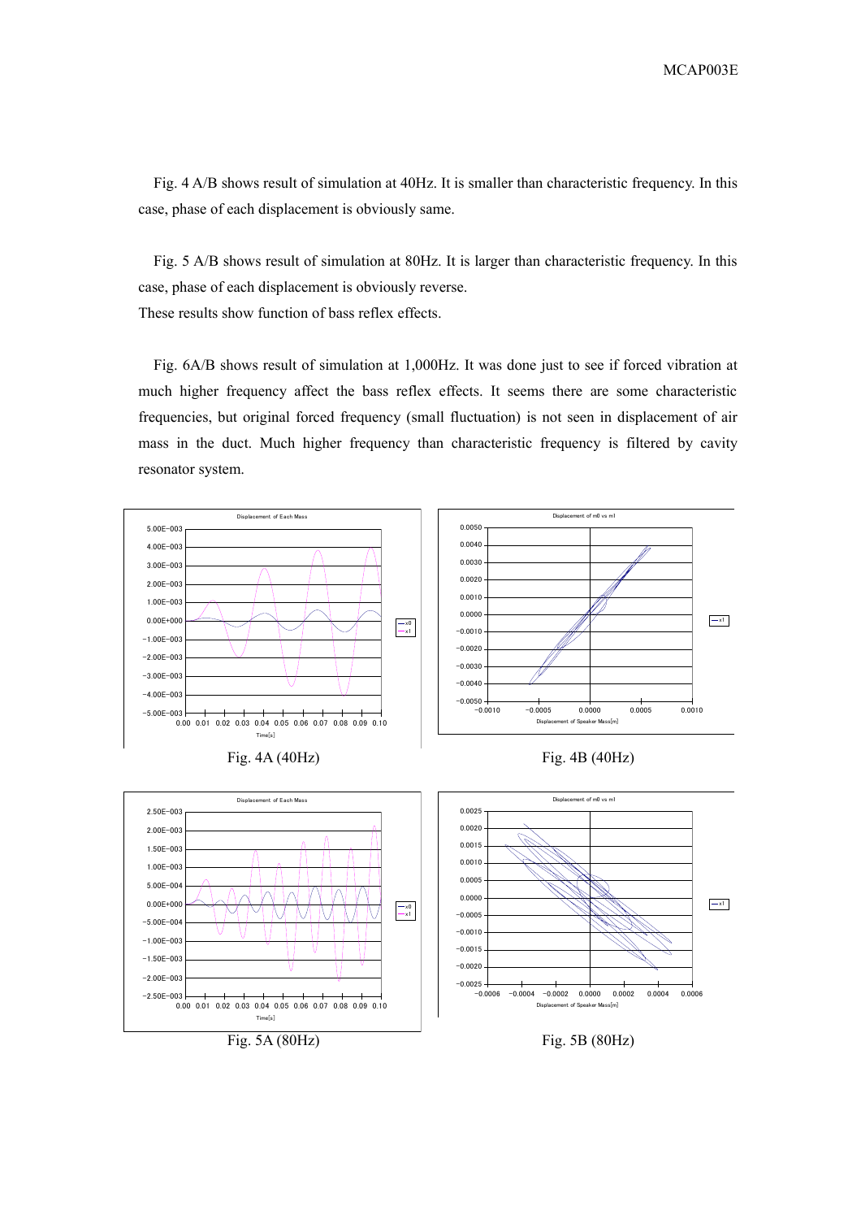Fig. 4 A/B shows result of simulation at 40Hz. It is smaller than characteristic frequency. In this case, phase of each displacement is obviously same.

Fig. 5 A/B shows result of simulation at 80Hz. It is larger than characteristic frequency. In this case, phase of each displacement is obviously reverse.
These results show function of bass reflex effects.

Fig. 6A/B shows result of simulation at 1,000Hz. It was done just to see if forced vibration at much higher frequency affect the bass reflex effects. It seems there are some characteristic frequencies, but original forced frequency (small fluctuation) is not seen in displacement of air mass in the duct. Much higher frequency than characteristic frequency is filtered by cavity resonator system.

Fig. 4A (40Hz)

Fig. 4B (40Hz)

Fig. 5A (80Hz)

Fig. 5B (80Hz)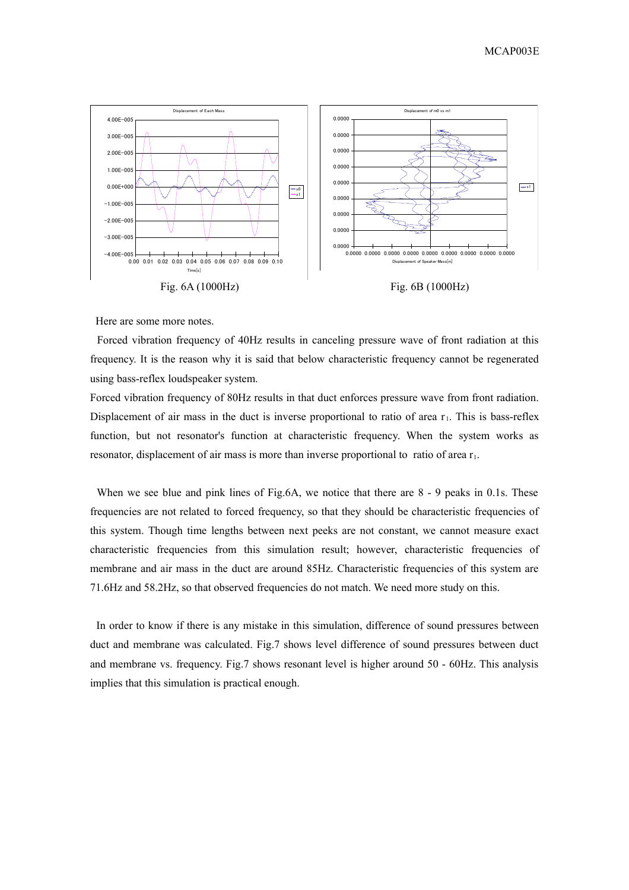Fig. 6A (1000Hz)

Fig. 6B (1000Hz)

Here are some more notes.

Forced vibration frequency of 40Hz results in canceling pressure wave of front radiation at this frequency. It is the reason why it is said that below characteristic frequency cannot be regenerated using bass-reflex loudspeaker system.

Forced vibration frequency of 80Hz results in that duct enforces pressure wave from front radiation. Displacement of air mass in the duct is inverse proportional to ratio of area $r_1$. This is bass-reflex function, but not resonator's function at characteristic frequency. When the system works as resonator, displacement of air mass is more than inverse proportional to ratio of area $r_1$.

When we see blue and pink lines of Fig.6A, we notice that there are 8 - 9 peaks in 0.1s. These frequencies are not related to forced frequency, so that they should be characteristic frequencies of this system. Though time lengths between next peeks are not constant, we cannot measure exact characteristic frequencies from this simulation result; however, characteristic frequencies of membrane and air mass in the duct are around 85Hz. Characteristic frequencies of this system are 71.6Hz and 58.2Hz, so that observed frequencies do not match. We need more study on this.

In order to know if there is any mistake in this simulation, difference of sound pressures between duct and membrane was calculated. Fig.7 shows level difference of sound pressures between duct and membrane vs. frequency. Fig.7 shows resonant level is higher around 50 - 60Hz. This analysis implies that this simulation is practical enough.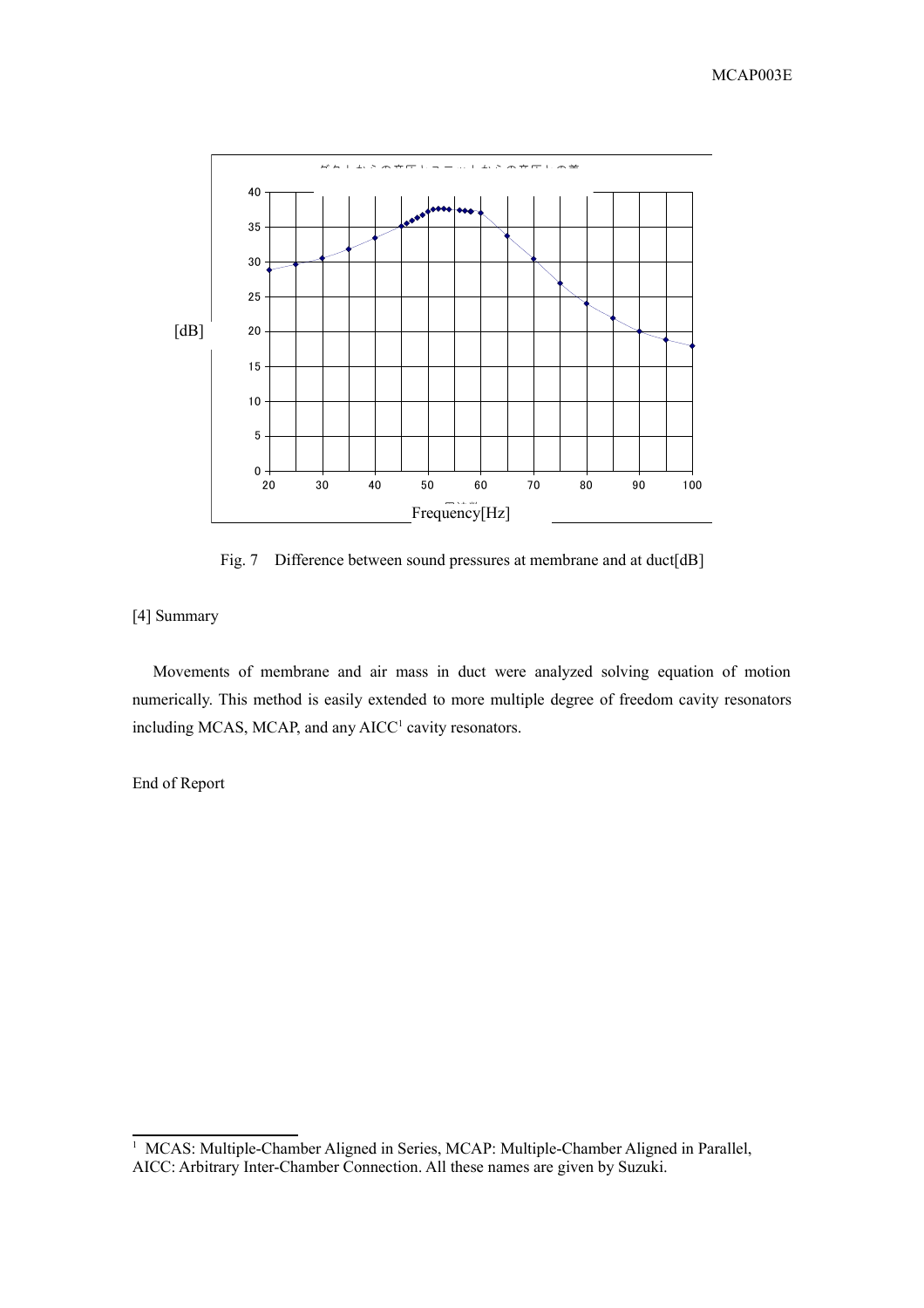[dB]

40
35
30
25
20
15
10
5
0

20 30 40 50 60 70 80 90 100

Frequency[Hz]

Fig. 7 Difference between sound pressures at membrane and at duct[dB]

## [4] Summary

Movements of membrane and air mass in duct were analyzed solving equation of motion numerically. This method is easily extended to more multiple degree of freedom cavity resonators including MCAS, MCAP, and any AICC[1] cavity resonators.

End of Report

---

[1] MCAS: Multiple-Chamber Aligned in Series, MCAP: Multiple-Chamber Aligned in Parallel, AICC: Arbitrary Inter-Chamber Connection. All these names are given by Suzuki.